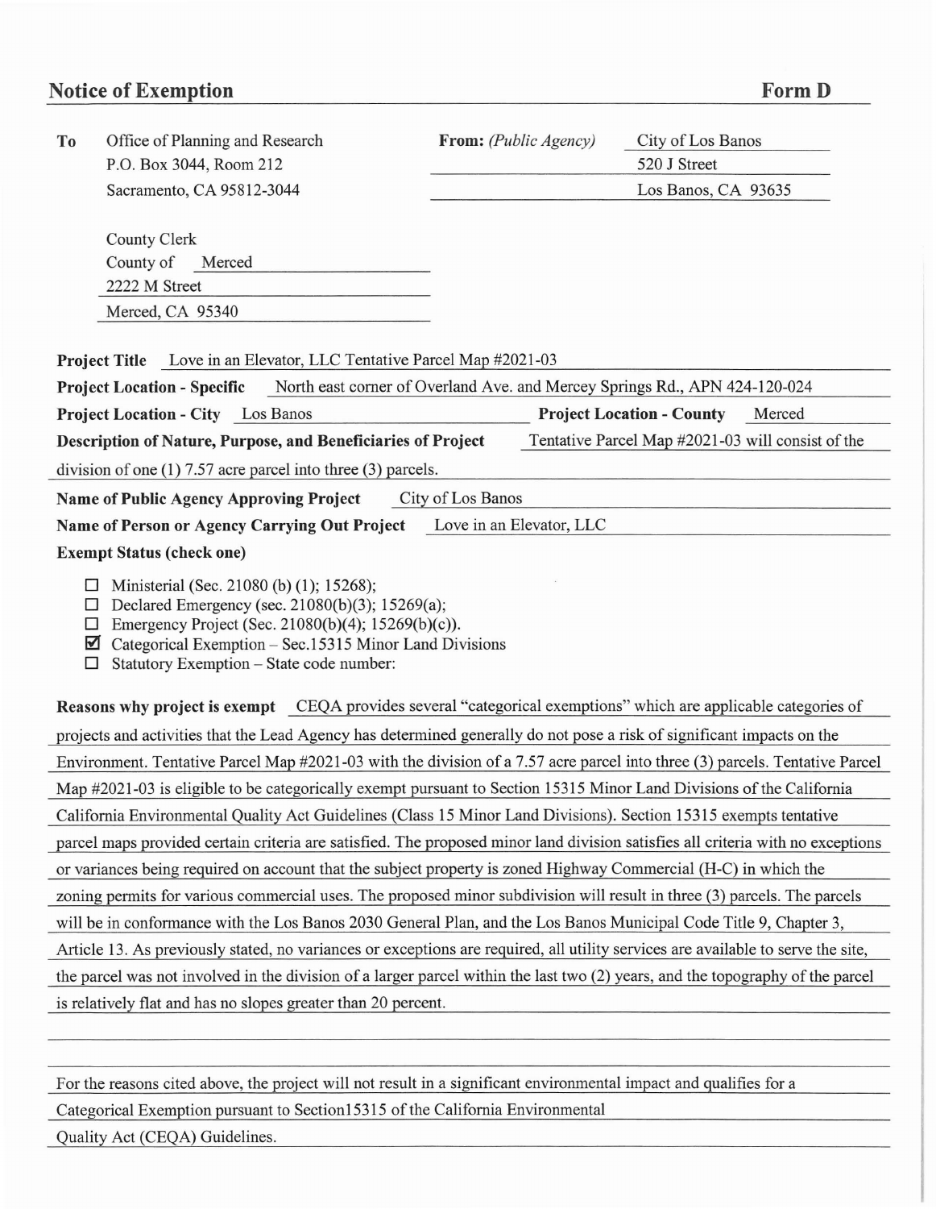# Notice of Exemption

**Form D**

**To** Office of Planning and Research
P.O. Box 3044, Room 212
Sacramento, CA 95812-3044

County Clerk
County of Merced
2222 M Street
Merced, CA 95340

**From:** *(Public Agency)* City of Los Banos
520 J Street
Los Banos, CA 93635

**Project Title** Love in an Elevator, LLC Tentative Parcel Map #2021-03

**Project Location - Specific** North east corner of Overland Ave. and Mercey Springs Rd., APN 424-120-024

**Project Location - City** Los Banos **Project Location - County** Merced

**Description of Nature, Purpose, and Beneficiaries of Project** Tentative Parcel Map #2021-03 will consist of the division of one (1) 7.57 acre parcel into three (3) parcels.

**Name of Public Agency Approving Project** City of Los Banos

**Name of Person or Agency Carrying Out Project** Love in an Elevator, LLC

**Exempt Status (check one)**

- ☐ Ministerial (Sec. 21080 (b) (1); 15268);
- ☐ Declared Emergency (sec. 21080(b)(3); 15269(a);
- ☐ Emergency Project (Sec. 21080(b)(4); 15269(b)(c)).
- ☑ Categorical Exemption – Sec.15315 Minor Land Divisions
- ☐ Statutory Exemption – State code number:

**Reasons why project is exempt** CEQA provides several "categorical exemptions" which are applicable categories of projects and activities that the Lead Agency has determined generally do not pose a risk of significant impacts on the Environment. Tentative Parcel Map #2021-03 with the division of a 7.57 acre parcel into three (3) parcels. Tentative Parcel Map #2021-03 is eligible to be categorically exempt pursuant to Section 15315 Minor Land Divisions of the California California Environmental Quality Act Guidelines (Class 15 Minor Land Divisions). Section 15315 exempts tentative parcel maps provided certain criteria are satisfied. The proposed minor land division satisfies all criteria with no exceptions or variances being required on account that the subject property is zoned Highway Commercial (H-C) in which the zoning permits for various commercial uses. The proposed minor subdivision will result in three (3) parcels. The parcels will be in conformance with the Los Banos 2030 General Plan, and the Los Banos Municipal Code Title 9, Chapter 3, Article 13. As previously stated, no variances or exceptions are required, all utility services are available to serve the site, the parcel was not involved in the division of a larger parcel within the last two (2) years, and the topography of the parcel is relatively flat and has no slopes greater than 20 percent.

For the reasons cited above, the project will not result in a significant environmental impact and qualifies for a Categorical Exemption pursuant to Section15315 of the California Environmental Quality Act (CEQA) Guidelines.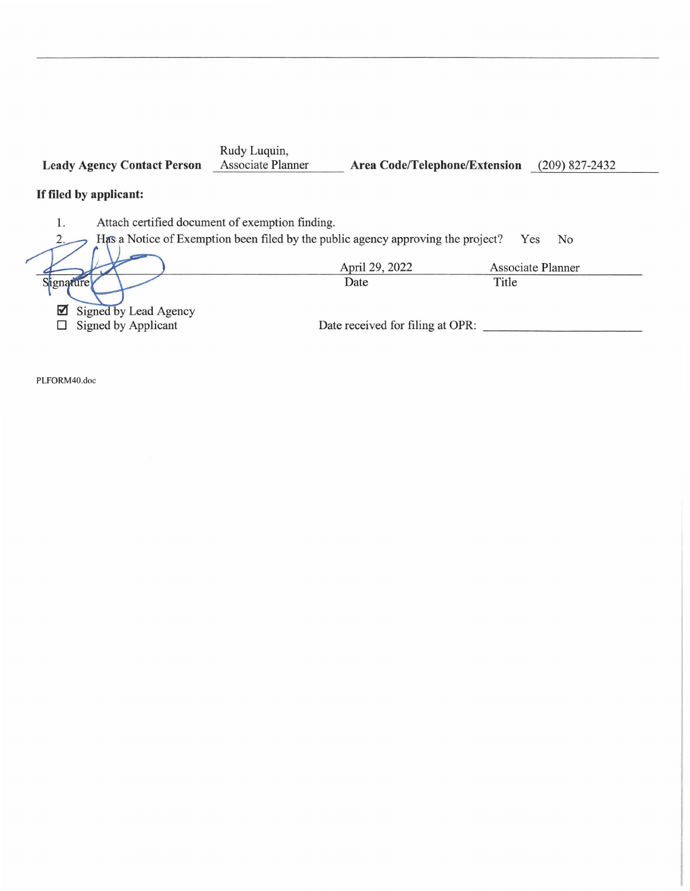**Leady Agency Contact Person** Rudy Luquin, Associate Planner **Area Code/Telephone/Extension** (209) 827-2432

**If filed by applicant:**

1. Attach certified document of exemption finding.
2. Has a Notice of Exemption been filed by the public agency approving the project? Yes No

| | | |
|---|---|---|
| | April 29, 2022 | Associate Planner |
| Signature | Date | Title |

☑ Signed by Lead Agency
☐ Signed by Applicant

Date received for filing at OPR: ______________________

PLFORM40.doc